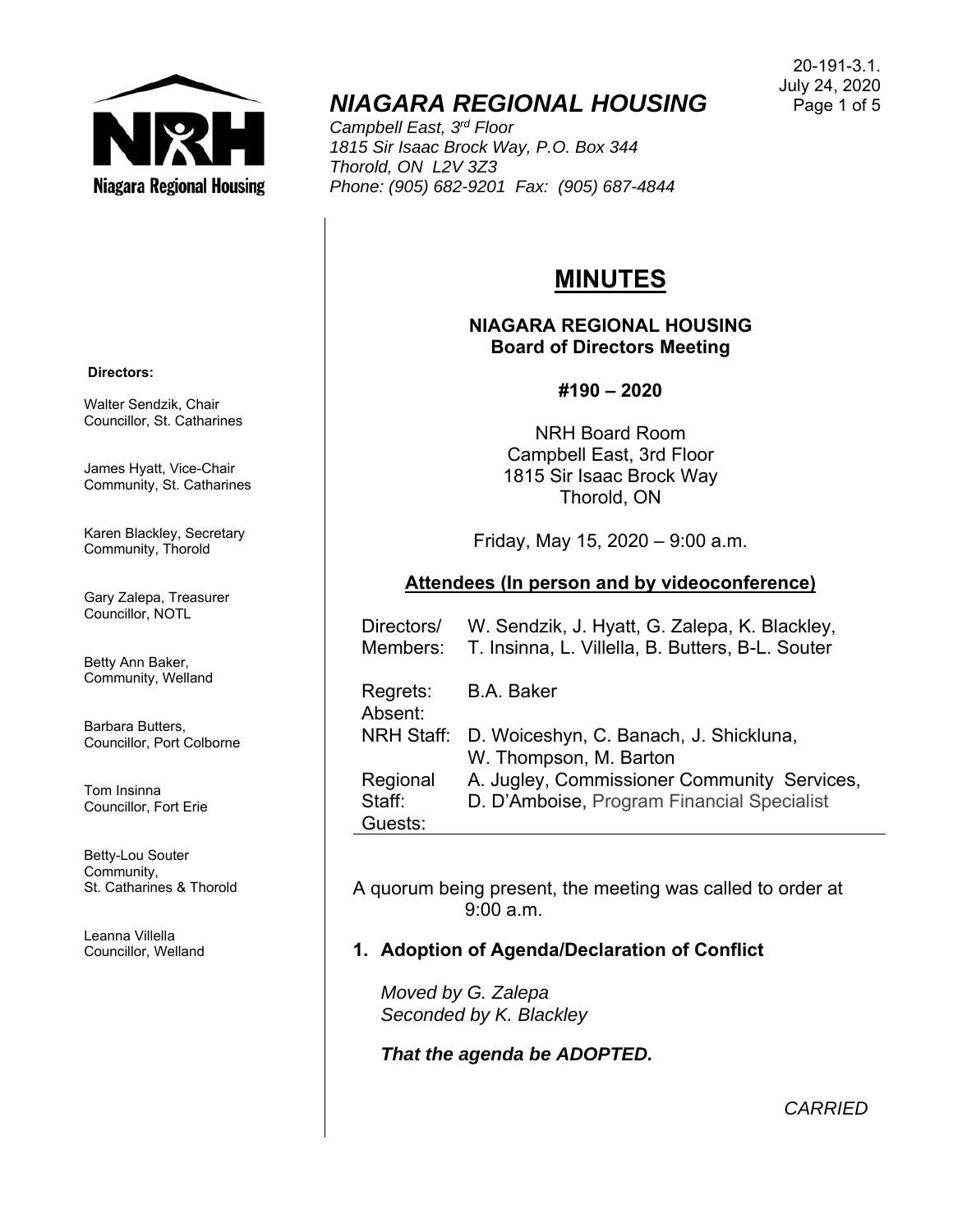20-191-3.1.
July 24, 2020

# NIAGARA REGIONAL HOUSING

*Campbell East, 3rd Floor*
*1815 Sir Isaac Brock Way, P.O. Box 344*
*Thorold, ON L2V 3Z3*
*Phone: (905) 682-9201 Fax: (905) 687-4844*

**Directors:**

Walter Sendzik, Chair
Councillor, St. Catharines

James Hyatt, Vice-Chair
Community, St. Catharines

Karen Blackley, Secretary
Community, Thorold

Gary Zalepa, Treasurer
Councillor, NOTL

Betty Ann Baker,
Community, Welland

Barbara Butters,
Councillor, Port Colborne

Tom Insinna
Councillor, Fort Erie

Betty-Lou Souter
Community,
St. Catharines & Thorold

Leanna Villella
Councillor, Welland

## MINUTES

**NIAGARA REGIONAL HOUSING**
**Board of Directors Meeting**

**#190 – 2020**

NRH Board Room
Campbell East, 3rd Floor
1815 Sir Isaac Brock Way
Thorold, ON

Friday, May 15, 2020 – 9:00 a.m.

**Attendees (In person and by videoconference)**

| | |
|---|---|
| Directors/ Members: | W. Sendzik, J. Hyatt, G. Zalepa, K. Blackley, T. Insinna, L. Villella, B. Butters, B-L. Souter |
| Regrets: | B.A. Baker |
| Absent: | |
| NRH Staff: | D. Woiceshyn, C. Banach, J. Shickluna, W. Thompson, M. Barton |
| Regional Staff: | A. Jugley, Commissioner Community Services, D. D'Amboise, Program Financial Specialist |
| Guests: | |

A quorum being present, the meeting was called to order at 9:00 a.m.

### 1. Adoption of Agenda/Declaration of Conflict

*Moved by G. Zalepa*
*Seconded by K. Blackley*

***That the agenda be ADOPTED.***

*CARRIED*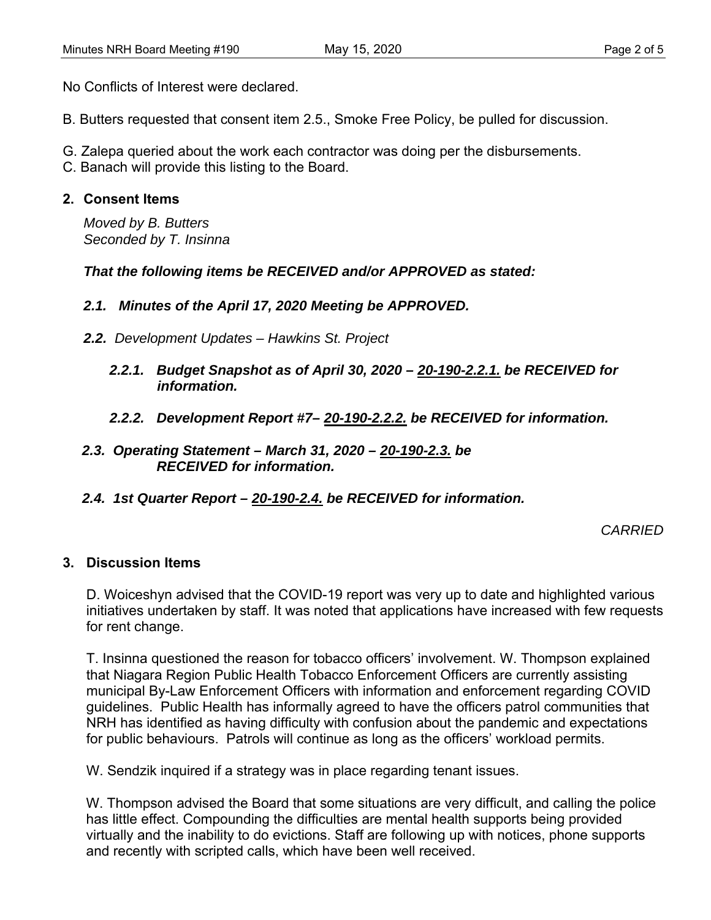No Conflicts of Interest were declared.

B. Butters requested that consent item 2.5., Smoke Free Policy, be pulled for discussion.

G. Zalepa queried about the work each contractor was doing per the disbursements.
C. Banach will provide this listing to the Board.

## 2. Consent Items

*Moved by B. Butters*
*Seconded by T. Insinna*

***That the following items be RECEIVED and/or APPROVED as stated:***

***2.1. Minutes of the April 17, 2020 Meeting be APPROVED.***

***2.2.*** *Development Updates – Hawkins St. Project*

***2.2.1. Budget Snapshot as of April 30, 2020 – <u>20-190-2.2.1.</u> be RECEIVED for information.***

***2.2.2. Development Report #7– <u>20-190-2.2.2.</u> be RECEIVED for information.***

***2.3. Operating Statement – March 31, 2020 – <u>20-190-2.3.</u> be RECEIVED for information.***

***2.4. 1st Quarter Report – <u>20-190-2.4.</u> be RECEIVED for information.***

*CARRIED*

## 3. Discussion Items

D. Woiceshyn advised that the COVID-19 report was very up to date and highlighted various initiatives undertaken by staff. It was noted that applications have increased with few requests for rent change.

T. Insinna questioned the reason for tobacco officers' involvement. W. Thompson explained that Niagara Region Public Health Tobacco Enforcement Officers are currently assisting municipal By-Law Enforcement Officers with information and enforcement regarding COVID guidelines. Public Health has informally agreed to have the officers patrol communities that NRH has identified as having difficulty with confusion about the pandemic and expectations for public behaviours. Patrols will continue as long as the officers' workload permits.

W. Sendzik inquired if a strategy was in place regarding tenant issues.

W. Thompson advised the Board that some situations are very difficult, and calling the police has little effect. Compounding the difficulties are mental health supports being provided virtually and the inability to do evictions. Staff are following up with notices, phone supports and recently with scripted calls, which have been well received.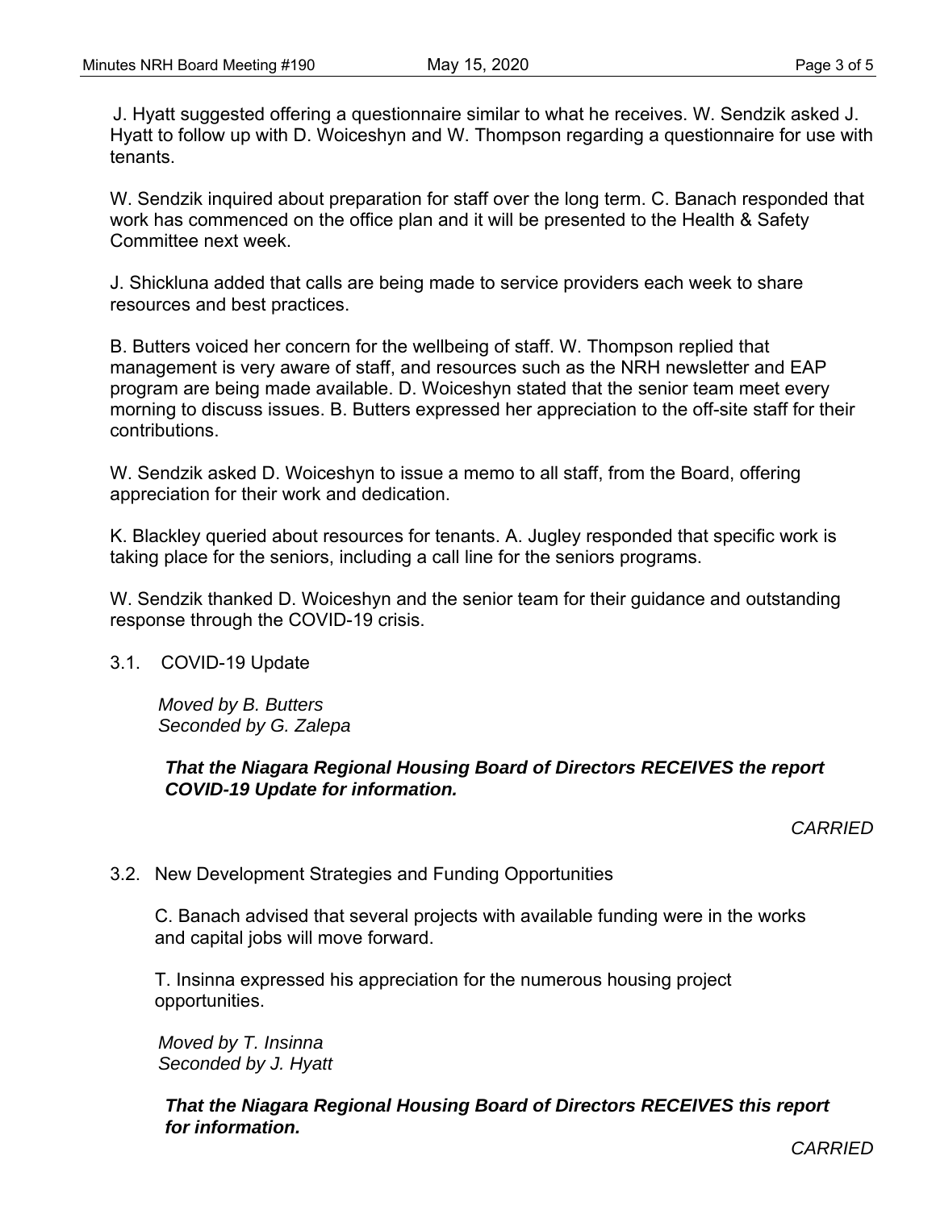J. Hyatt suggested offering a questionnaire similar to what he receives. W. Sendzik asked J. Hyatt to follow up with D. Woiceshyn and W. Thompson regarding a questionnaire for use with tenants.

W. Sendzik inquired about preparation for staff over the long term. C. Banach responded that work has commenced on the office plan and it will be presented to the Health & Safety Committee next week.

J. Shickluna added that calls are being made to service providers each week to share resources and best practices.

B. Butters voiced her concern for the wellbeing of staff. W. Thompson replied that management is very aware of staff, and resources such as the NRH newsletter and EAP program are being made available. D. Woiceshyn stated that the senior team meet every morning to discuss issues. B. Butters expressed her appreciation to the off-site staff for their contributions.

W. Sendzik asked D. Woiceshyn to issue a memo to all staff, from the Board, offering appreciation for their work and dedication.

K. Blackley queried about resources for tenants. A. Jugley responded that specific work is taking place for the seniors, including a call line for the seniors programs.

W. Sendzik thanked D. Woiceshyn and the senior team for their guidance and outstanding response through the COVID-19 crisis.

3.1. COVID-19 Update

*Moved by B. Butters*
*Seconded by G. Zalepa*

***That the Niagara Regional Housing Board of Directors RECEIVES the report COVID-19 Update for information.***

*CARRIED*

3.2. New Development Strategies and Funding Opportunities

C. Banach advised that several projects with available funding were in the works and capital jobs will move forward.

T. Insinna expressed his appreciation for the numerous housing project opportunities.

*Moved by T. Insinna*
*Seconded by J. Hyatt*

***That the Niagara Regional Housing Board of Directors RECEIVES this report for information.***

*CARRIED*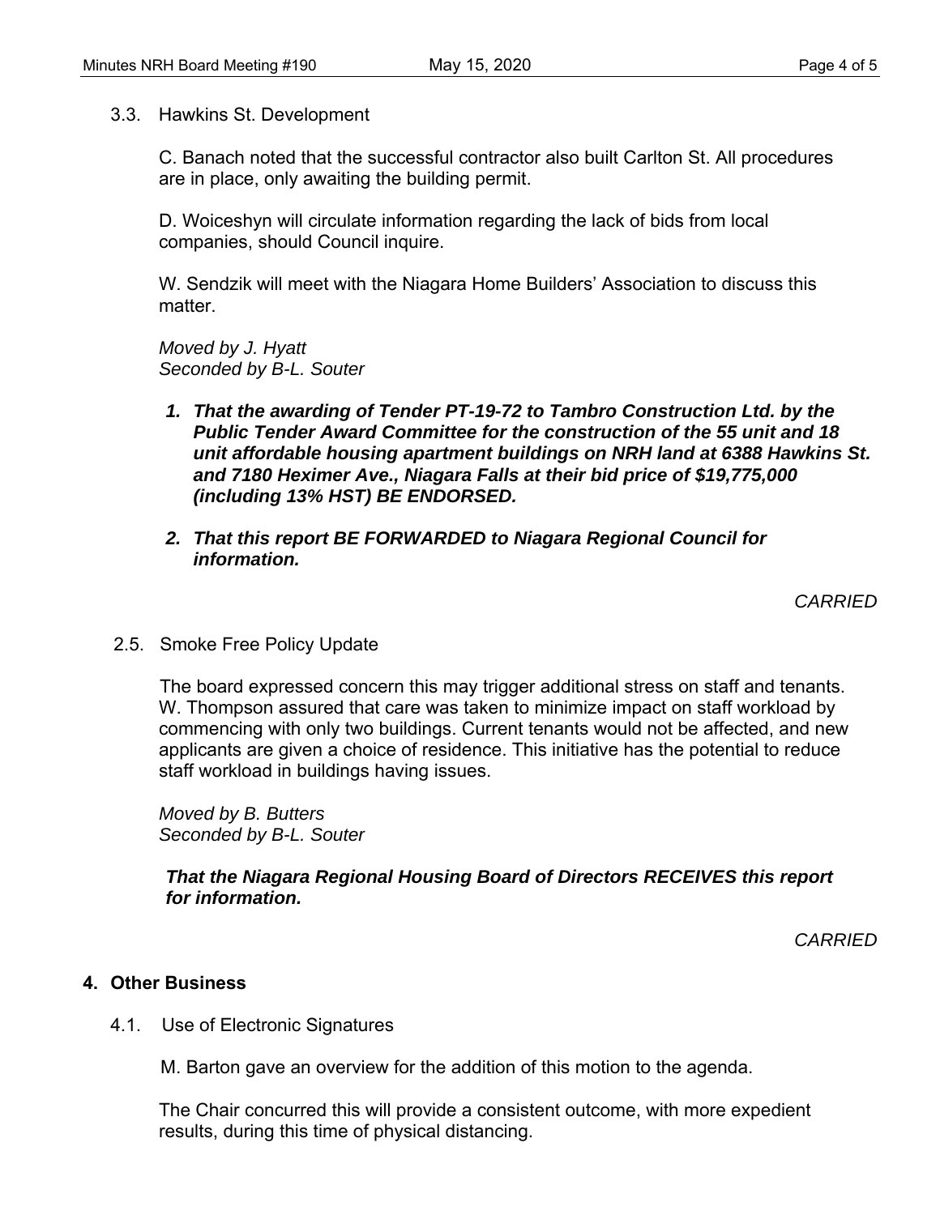### 3.3. Hawkins St. Development

C. Banach noted that the successful contractor also built Carlton St. All procedures are in place, only awaiting the building permit.

D. Woiceshyn will circulate information regarding the lack of bids from local companies, should Council inquire.

W. Sendzik will meet with the Niagara Home Builders' Association to discuss this matter.

*Moved by J. Hyatt*
*Seconded by B-L. Souter*

1. ***That the awarding of Tender PT-19-72 to Tambro Construction Ltd. by the Public Tender Award Committee for the construction of the 55 unit and 18 unit affordable housing apartment buildings on NRH land at 6388 Hawkins St. and 7180 Heximer Ave., Niagara Falls at their bid price of $19,775,000 (including 13% HST) BE ENDORSED.***

2. ***That this report BE FORWARDED to Niagara Regional Council for information.***

*CARRIED*

### 2.5. Smoke Free Policy Update

The board expressed concern this may trigger additional stress on staff and tenants. W. Thompson assured that care was taken to minimize impact on staff workload by commencing with only two buildings. Current tenants would not be affected, and new applicants are given a choice of residence. This initiative has the potential to reduce staff workload in buildings having issues.

*Moved by B. Butters*
*Seconded by B-L. Souter*

***That the Niagara Regional Housing Board of Directors RECEIVES this report for information.***

*CARRIED*

## 4. Other Business

### 4.1. Use of Electronic Signatures

M. Barton gave an overview for the addition of this motion to the agenda.

The Chair concurred this will provide a consistent outcome, with more expedient results, during this time of physical distancing.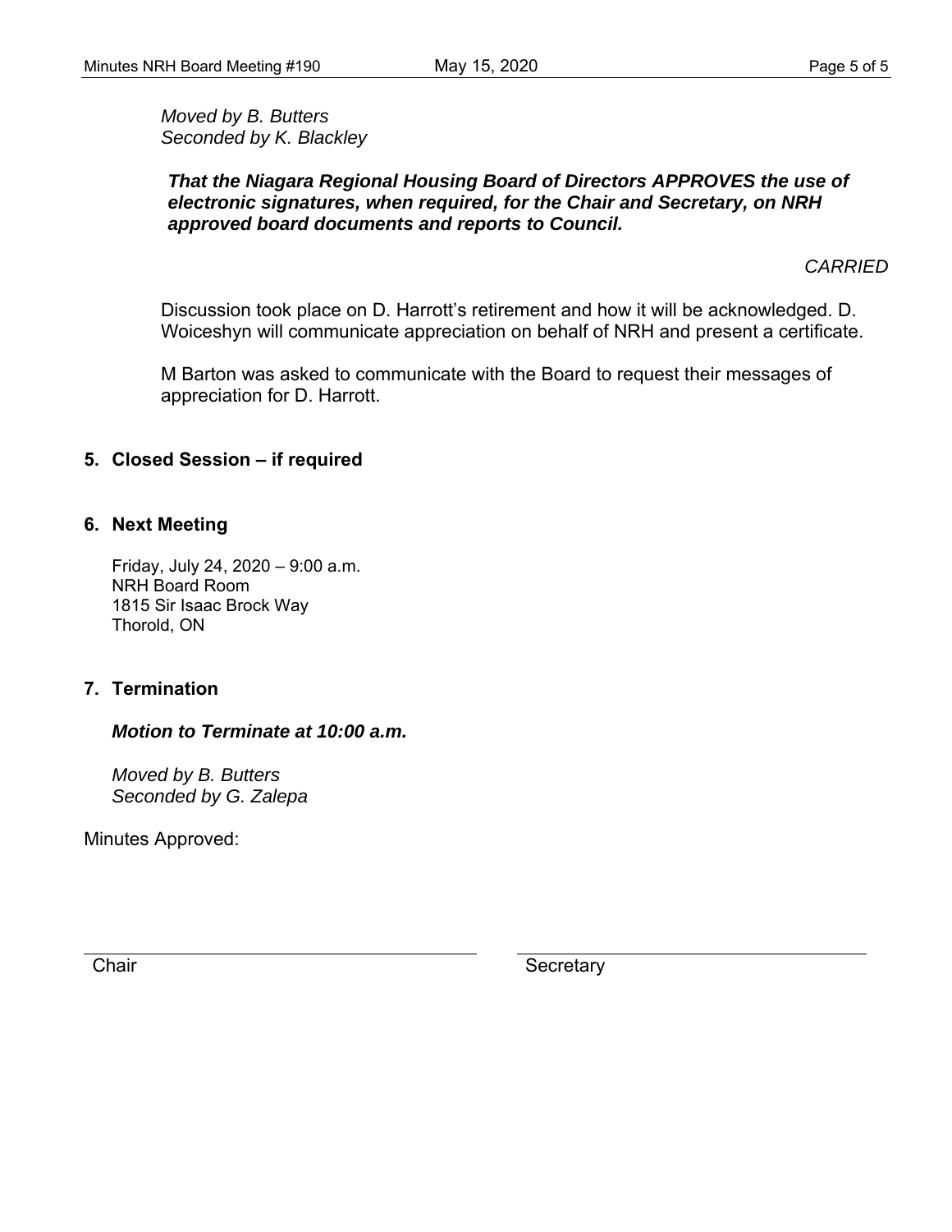*Moved by B. Butters*
*Seconded by K. Blackley*

***That the Niagara Regional Housing Board of Directors APPROVES the use of electronic signatures, when required, for the Chair and Secretary, on NRH approved board documents and reports to Council.***

*CARRIED*

Discussion took place on D. Harrott's retirement and how it will be acknowledged. D. Woiceshyn will communicate appreciation on behalf of NRH and present a certificate.

M Barton was asked to communicate with the Board to request their messages of appreciation for D. Harrott.

## 5. Closed Session – if required

## 6. Next Meeting

Friday, July 24, 2020 – 9:00 a.m.
NRH Board Room
1815 Sir Isaac Brock Way
Thorold, ON

## 7. Termination

***Motion to Terminate at 10:00 a.m.***

*Moved by B. Butters*
*Seconded by G. Zalepa*

Minutes Approved:

Chair

Secretary